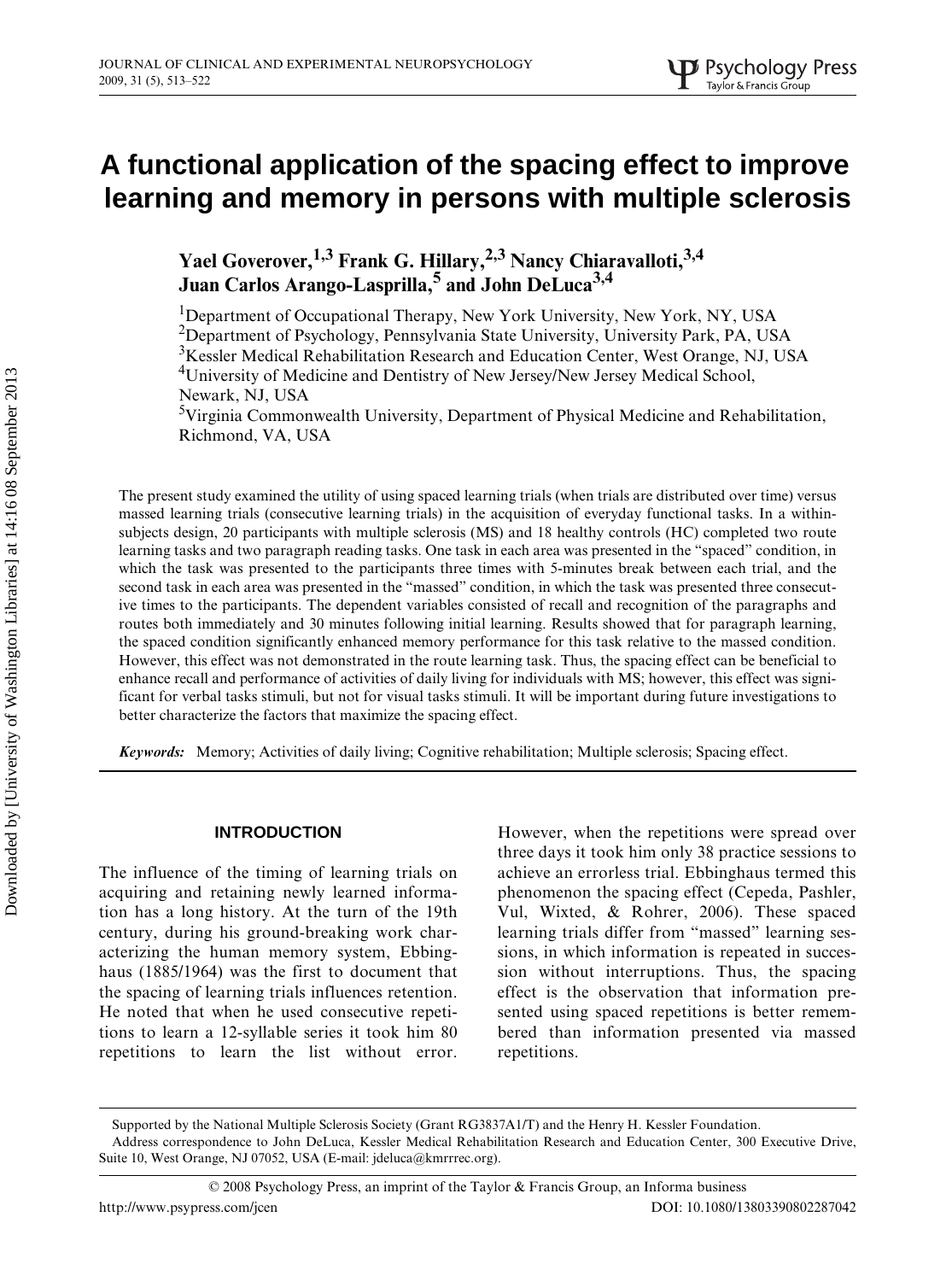# A functional application of the spacing effect to improve learning and memory in persons with multiple sclerosis

**Yael Goverover,[1,3] Frank G. Hillary,[2,3] Nancy Chiaravalloti,[3,4] Juan Carlos Arango-Lasprilla,[5] and John DeLuca[3,4]**

[1]Department of Occupational Therapy, New York University, New York, NY, USA
[2]Department of Psychology, Pennsylvania State University, University Park, PA, USA
[3]Kessler Medical Rehabilitation Research and Education Center, West Orange, NJ, USA
[4]University of Medicine and Dentistry of New Jersey/New Jersey Medical School, Newark, NJ, USA
[5]Virginia Commonwealth University, Department of Physical Medicine and Rehabilitation, Richmond, VA, USA

The present study examined the utility of using spaced learning trials (when trials are distributed over time) versus massed learning trials (consecutive learning trials) in the acquisition of everyday functional tasks. In a within-subjects design, 20 participants with multiple sclerosis (MS) and 18 healthy controls (HC) completed two route learning tasks and two paragraph reading tasks. One task in each area was presented in the "spaced" condition, in which the task was presented to the participants three times with 5-minutes break between each trial, and the second task in each area was presented in the "massed" condition, in which the task was presented three consecutive times to the participants. The dependent variables consisted of recall and recognition of the paragraphs and routes both immediately and 30 minutes following initial learning. Results showed that for paragraph learning, the spaced condition significantly enhanced memory performance for this task relative to the massed condition. However, this effect was not demonstrated in the route learning task. Thus, the spacing effect can be beneficial to enhance recall and performance of activities of daily living for individuals with MS; however, this effect was significant for verbal tasks stimuli, but not for visual tasks stimuli. It will be important during future investigations to better characterize the factors that maximize the spacing effect.

*Keywords:* Memory; Activities of daily living; Cognitive rehabilitation; Multiple sclerosis; Spacing effect.

## INTRODUCTION

The influence of the timing of learning trials on acquiring and retaining newly learned information has a long history. At the turn of the 19th century, during his ground-breaking work characterizing the human memory system, Ebbinghaus (1885/1964) was the first to document that the spacing of learning trials influences retention. He noted that when he used consecutive repetitions to learn a 12-syllable series it took him 80 repetitions to learn the list without error. However, when the repetitions were spread over three days it took him only 38 practice sessions to achieve an errorless trial. Ebbinghaus termed this phenomenon the spacing effect (Cepeda, Pashler, Vul, Wixted, & Rohrer, 2006). These spaced learning trials differ from "massed" learning sessions, in which information is repeated in succession without interruptions. Thus, the spacing effect is the observation that information presented using spaced repetitions is better remembered than information presented via massed repetitions.

Supported by the National Multiple Sclerosis Society (Grant RG3837A1/T) and the Henry H. Kessler Foundation.
Address correspondence to John DeLuca, Kessler Medical Rehabilitation Research and Education Center, 300 Executive Drive, Suite 10, West Orange, NJ 07052, USA (E-mail: jdeluca@kmrrec.org).

© 2008 Psychology Press, an imprint of the Taylor & Francis Group, an Informa business
http://www.psypress.com/jcen DOI: 10.1080/13803390802287042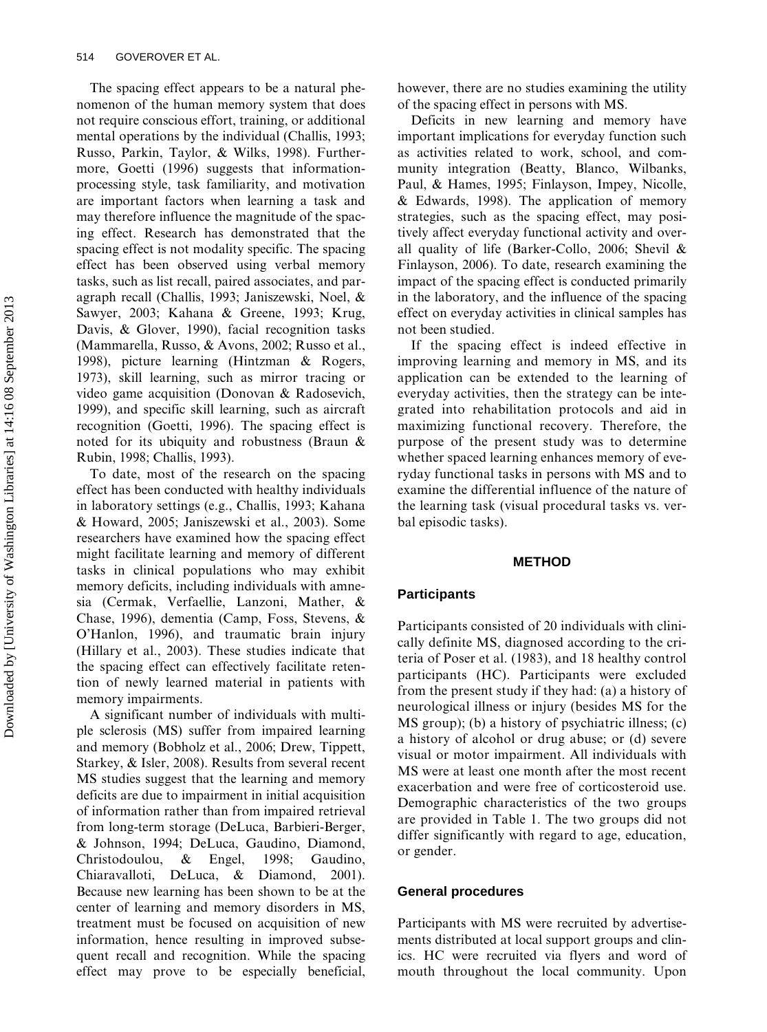The spacing effect appears to be a natural phenomenon of the human memory system that does not require conscious effort, training, or additional mental operations by the individual (Challis, 1993; Russo, Parkin, Taylor, & Wilks, 1998). Furthermore, Goetti (1996) suggests that information-processing style, task familiarity, and motivation are important factors when learning a task and may therefore influence the magnitude of the spacing effect. Research has demonstrated that the spacing effect is not modality specific. The spacing effect has been observed using verbal memory tasks, such as list recall, paired associates, and paragraph recall (Challis, 1993; Janiszewski, Noel, & Sawyer, 2003; Kahana & Greene, 1993; Krug, Davis, & Glover, 1990), facial recognition tasks (Mammarella, Russo, & Avons, 2002; Russo et al., 1998), picture learning (Hintzman & Rogers, 1973), skill learning, such as mirror tracing or video game acquisition (Donovan & Radosevich, 1999), and specific skill learning, such as aircraft recognition (Goetti, 1996). The spacing effect is noted for its ubiquity and robustness (Braun & Rubin, 1998; Challis, 1993).

To date, most of the research on the spacing effect has been conducted with healthy individuals in laboratory settings (e.g., Challis, 1993; Kahana & Howard, 2005; Janiszewski et al., 2003). Some researchers have examined how the spacing effect might facilitate learning and memory of different tasks in clinical populations who may exhibit memory deficits, including individuals with amnesia (Cermak, Verfaellie, Lanzoni, Mather, & Chase, 1996), dementia (Camp, Foss, Stevens, & O'Hanlon, 1996), and traumatic brain injury (Hillary et al., 2003). These studies indicate that the spacing effect can effectively facilitate retention of newly learned material in patients with memory impairments.

A significant number of individuals with multiple sclerosis (MS) suffer from impaired learning and memory (Bobholz et al., 2006; Drew, Tippett, Starkey, & Isler, 2008). Results from several recent MS studies suggest that the learning and memory deficits are due to impairment in initial acquisition of information rather than from impaired retrieval from long-term storage (DeLuca, Barbieri-Berger, & Johnson, 1994; DeLuca, Gaudino, Diamond, Christodoulou, & Engel, 1998; Gaudino, Chiaravalloti, DeLuca, & Diamond, 2001). Because new learning has been shown to be at the center of learning and memory disorders in MS, treatment must be focused on acquisition of new information, hence resulting in improved subsequent recall and recognition. While the spacing effect may prove to be especially beneficial, however, there are no studies examining the utility of the spacing effect in persons with MS.

Deficits in new learning and memory have important implications for everyday function such as activities related to work, school, and community integration (Beatty, Blanco, Wilbanks, Paul, & Hames, 1995; Finlayson, Impey, Nicolle, & Edwards, 1998). The application of memory strategies, such as the spacing effect, may positively affect everyday functional activity and overall quality of life (Barker-Collo, 2006; Shevil & Finlayson, 2006). To date, research examining the impact of the spacing effect is conducted primarily in the laboratory, and the influence of the spacing effect on everyday activities in clinical samples has not been studied.

If the spacing effect is indeed effective in improving learning and memory in MS, and its application can be extended to the learning of everyday activities, then the strategy can be integrated into rehabilitation protocols and aid in maximizing functional recovery. Therefore, the purpose of the present study was to determine whether spaced learning enhances memory of everyday functional tasks in persons with MS and to examine the differential influence of the nature of the learning task (visual procedural tasks vs. verbal episodic tasks).

## METHOD

### Participants

Participants consisted of 20 individuals with clinically definite MS, diagnosed according to the criteria of Poser et al. (1983), and 18 healthy control participants (HC). Participants were excluded from the present study if they had: (a) a history of neurological illness or injury (besides MS for the MS group); (b) a history of psychiatric illness; (c) a history of alcohol or drug abuse; or (d) severe visual or motor impairment. All individuals with MS were at least one month after the most recent exacerbation and were free of corticosteroid use. Demographic characteristics of the two groups are provided in Table 1. The two groups did not differ significantly with regard to age, education, or gender.

### General procedures

Participants with MS were recruited by advertisements distributed at local support groups and clinics. HC were recruited via flyers and word of mouth throughout the local community. Upon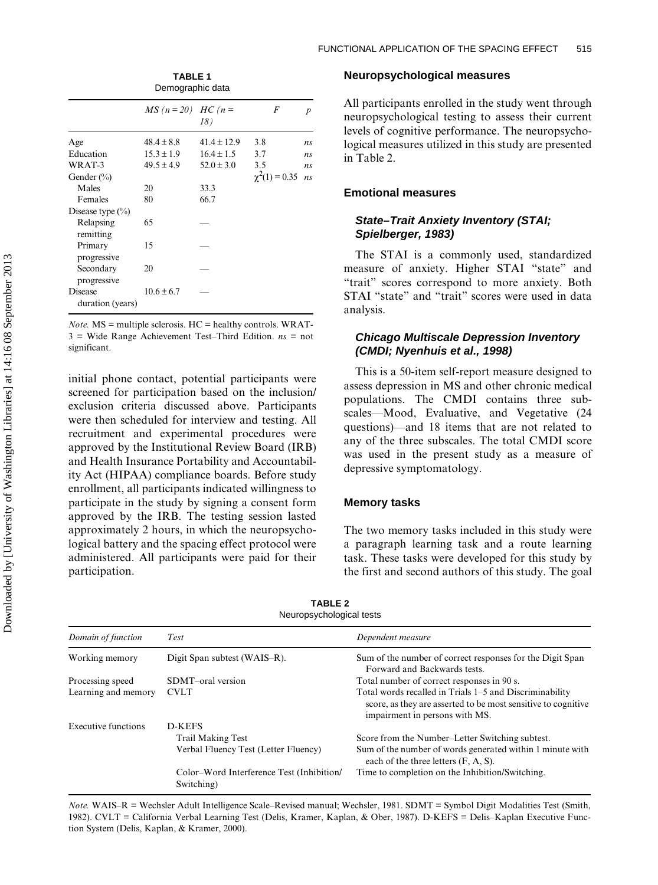**TABLE 1**
Demographic data

| | *MS (n = 20)* | *HC (n = 18)* | *F* | *p* |
|---|---|---|---|---|
| Age | 48.4 ± 8.8 | 41.4 ± 12.9 | 3.8 | *ns* |
| Education | 15.3 ± 1.9 | 16.4 ± 1.5 | 3.7 | *ns* |
| WRAT-3 | 49.5 ± 4.9 | 52.0 ± 3.0 | 3.5 | *ns* |
| Gender (%) | | | $\chi^2(1) = 0.35$ | *ns* |
| Males | 20 | 33.3 | | |
| Females | 80 | 66.7 | | |
| Disease type (%) | | | | |
| Relapsing remitting | 65 | — | | |
| Primary progressive | 15 | — | | |
| Secondary progressive | 20 | — | | |
| Disease duration (years) | 10.6 ± 6.7 | — | | |

*Note.* MS = multiple sclerosis. HC = healthy controls. WRAT-3 = Wide Range Achievement Test–Third Edition. *ns* = not significant.

initial phone contact, potential participants were screened for participation based on the inclusion/exclusion criteria discussed above. Participants were then scheduled for interview and testing. All recruitment and experimental procedures were approved by the Institutional Review Board (IRB) and Health Insurance Portability and Accountability Act (HIPAA) compliance boards. Before study enrollment, all participants indicated willingness to participate in the study by signing a consent form approved by the IRB. The testing session lasted approximately 2 hours, in which the neuropsychological battery and the spacing effect protocol were administered. All participants were paid for their participation.

## Neuropsychological measures

All participants enrolled in the study went through neuropsychological testing to assess their current levels of cognitive performance. The neuropsychological measures utilized in this study are presented in Table 2.

## Emotional measures

### *State–Trait Anxiety Inventory (STAI; Spielberger, 1983)*

The STAI is a commonly used, standardized measure of anxiety. Higher STAI "state" and "trait" scores correspond to more anxiety. Both STAI "state" and "trait" scores were used in data analysis.

### *Chicago Multiscale Depression Inventory (CMDI; Nyenhuis et al., 1998)*

This is a 50-item self-report measure designed to assess depression in MS and other chronic medical populations. The CMDI contains three subscales—Mood, Evaluative, and Vegetative (24 questions)—and 18 items that are not related to any of the three subscales. The total CMDI score was used in the present study as a measure of depressive symptomatology.

## Memory tasks

The two memory tasks included in this study were a paragraph learning task and a route learning task. These tasks were developed for this study by the first and second authors of this study. The goal

**TABLE 2**
Neuropsychological tests

| *Domain of function* | *Test* | *Dependent measure* |
|---|---|---|
| Working memory | Digit Span subtest (WAIS–R). | Sum of the number of correct responses for the Digit Span Forward and Backwards tests. |
| Processing speed | SDMT–oral version | Total number of correct responses in 90 s. |
| Learning and memory | CVLT | Total words recalled in Trials 1–5 and Discriminability score, as they are asserted to be most sensitive to cognitive impairment in persons with MS. |
| Executive functions | D-KEFS | |
| | Trail Making Test | Score from the Number–Letter Switching subtest. |
| | Verbal Fluency Test (Letter Fluency) | Sum of the number of words generated within 1 minute with each of the three letters (F, A, S). |
| | Color–Word Interference Test (Inhibition/Switching) | Time to completion on the Inhibition/Switching. |

*Note.* WAIS–R = Wechsler Adult Intelligence Scale–Revised manual; Wechsler, 1981. SDMT = Symbol Digit Modalities Test (Smith, 1982). CVLT = California Verbal Learning Test (Delis, Kramer, Kaplan, & Ober, 1987). D-KEFS = Delis–Kaplan Executive Function System (Delis, Kaplan, & Kramer, 2000).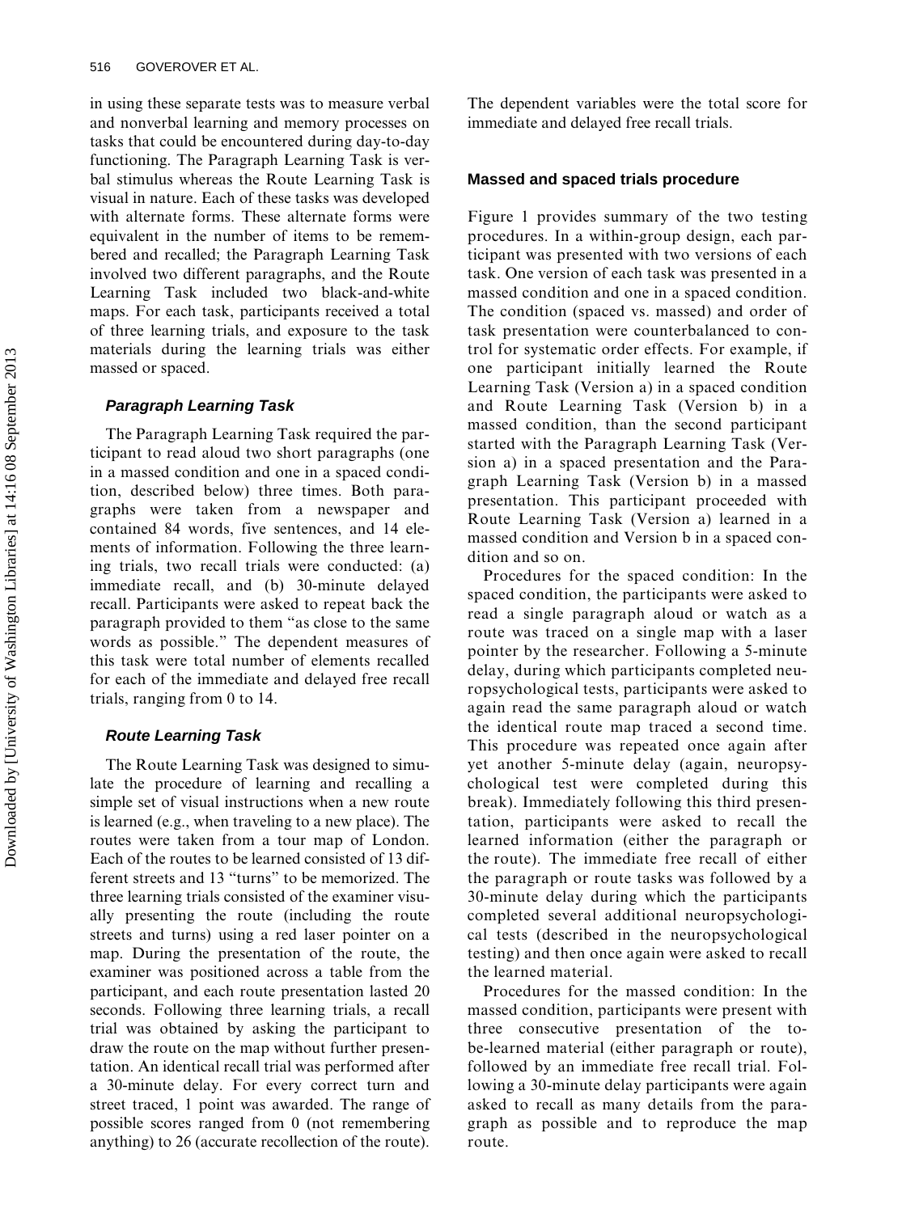in using these separate tests was to measure verbal and nonverbal learning and memory processes on tasks that could be encountered during day-to-day functioning. The Paragraph Learning Task is verbal stimulus whereas the Route Learning Task is visual in nature. Each of these tasks was developed with alternate forms. These alternate forms were equivalent in the number of items to be remembered and recalled; the Paragraph Learning Task involved two different paragraphs, and the Route Learning Task included two black-and-white maps. For each task, participants received a total of three learning trials, and exposure to the task materials during the learning trials was either massed or spaced.

### *Paragraph Learning Task*

The Paragraph Learning Task required the participant to read aloud two short paragraphs (one in a massed condition and one in a spaced condition, described below) three times. Both paragraphs were taken from a newspaper and contained 84 words, five sentences, and 14 elements of information. Following the three learning trials, two recall trials were conducted: (a) immediate recall, and (b) 30-minute delayed recall. Participants were asked to repeat back the paragraph provided to them "as close to the same words as possible." The dependent measures of this task were total number of elements recalled for each of the immediate and delayed free recall trials, ranging from 0 to 14.

### *Route Learning Task*

The Route Learning Task was designed to simulate the procedure of learning and recalling a simple set of visual instructions when a new route is learned (e.g., when traveling to a new place). The routes were taken from a tour map of London. Each of the routes to be learned consisted of 13 different streets and 13 "turns" to be memorized. The three learning trials consisted of the examiner visually presenting the route (including the route streets and turns) using a red laser pointer on a map. During the presentation of the route, the examiner was positioned across a table from the participant, and each route presentation lasted 20 seconds. Following three learning trials, a recall trial was obtained by asking the participant to draw the route on the map without further presentation. An identical recall trial was performed after a 30-minute delay. For every correct turn and street traced, 1 point was awarded. The range of possible scores ranged from 0 (not remembering anything) to 26 (accurate recollection of the route). The dependent variables were the total score for immediate and delayed free recall trials.

## Massed and spaced trials procedure

Figure 1 provides summary of the two testing procedures. In a within-group design, each participant was presented with two versions of each task. One version of each task was presented in a massed condition and one in a spaced condition. The condition (spaced vs. massed) and order of task presentation were counterbalanced to control for systematic order effects. For example, if one participant initially learned the Route Learning Task (Version a) in a spaced condition and Route Learning Task (Version b) in a massed condition, than the second participant started with the Paragraph Learning Task (Version a) in a spaced presentation and the Paragraph Learning Task (Version b) in a massed presentation. This participant proceeded with Route Learning Task (Version a) learned in a massed condition and Version b in a spaced condition and so on.

Procedures for the spaced condition: In the spaced condition, the participants were asked to read a single paragraph aloud or watch as a route was traced on a single map with a laser pointer by the researcher. Following a 5-minute delay, during which participants completed neuropsychological tests, participants were asked to again read the same paragraph aloud or watch the identical route map traced a second time. This procedure was repeated once again after yet another 5-minute delay (again, neuropsychological test were completed during this break). Immediately following this third presentation, participants were asked to recall the learned information (either the paragraph or the route). The immediate free recall of either the paragraph or route tasks was followed by a 30-minute delay during which the participants completed several additional neuropsychological tests (described in the neuropsychological testing) and then once again were asked to recall the learned material.

Procedures for the massed condition: In the massed condition, participants were present with three consecutive presentation of the to-be-learned material (either paragraph or route), followed by an immediate free recall trial. Following a 30-minute delay participants were again asked to recall as many details from the paragraph as possible and to reproduce the map route.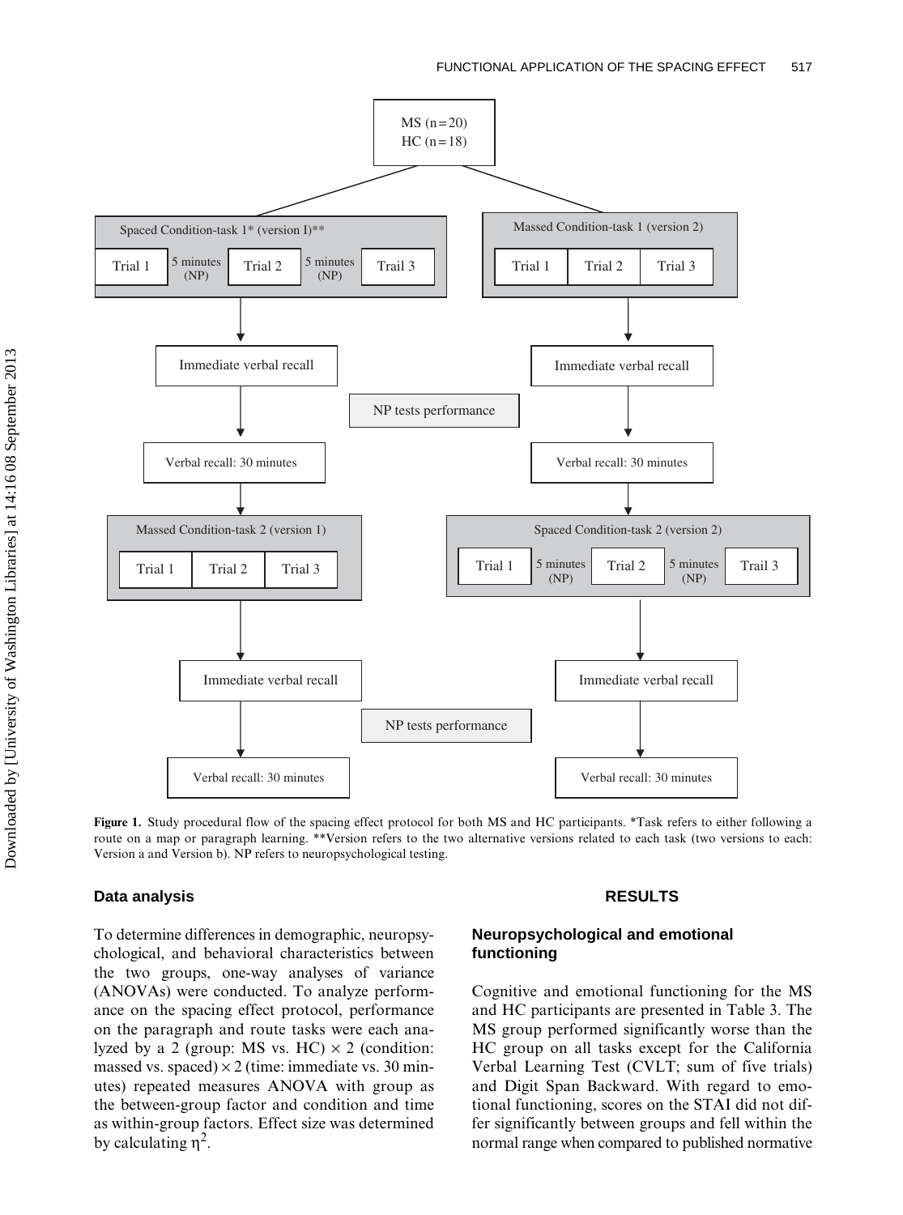MS (n = 20)
HC (n = 18)

Spaced Condition-task 1* (version I)**

Trial 1 → 5 minutes (NP) → Trial 2 → 5 minutes (NP) → Trail 3

Massed Condition-task 1 (version 2)

Trial 1 | Trial 2 | Trial 3

Immediate verbal recall

NP tests performance

Verbal recall: 30 minutes

Massed Condition-task 2 (version 1)

Trial 1 | Trial 2 | Trial 3

Spaced Condition-task 2 (version 2)

Trial 1 → 5 minutes (NP) → Trial 2 → 5 minutes (NP) → Trail 3

Immediate verbal recall

NP tests performance

Verbal recall: 30 minutes

**Figure 1.** Study procedural flow of the spacing effect protocol for both MS and HC participants. *Task refers to either following a route on a map or paragraph learning. **Version refers to the two alternative versions related to each task (two versions to each: Version a and Version b). NP refers to neuropsychological testing.

## Data analysis

To determine differences in demographic, neuropsychological, and behavioral characteristics between the two groups, one-way analyses of variance (ANOVAs) were conducted. To analyze performance on the spacing effect protocol, performance on the paragraph and route tasks were each analyzed by a 2 (group: MS vs. HC) $\times$ 2 (condition: massed vs. spaced) $\times$ 2 (time: immediate vs. 30 minutes) repeated measures ANOVA with group as the between-group factor and condition and time as within-group factors. Effect size was determined by calculating $\eta^2$.

## RESULTS

### Neuropsychological and emotional functioning

Cognitive and emotional functioning for the MS and HC participants are presented in Table 3. The MS group performed significantly worse than the HC group on all tasks except for the California Verbal Learning Test (CVLT; sum of five trials) and Digit Span Backward. With regard to emotional functioning, scores on the STAI did not differ significantly between groups and fell within the normal range when compared to published normative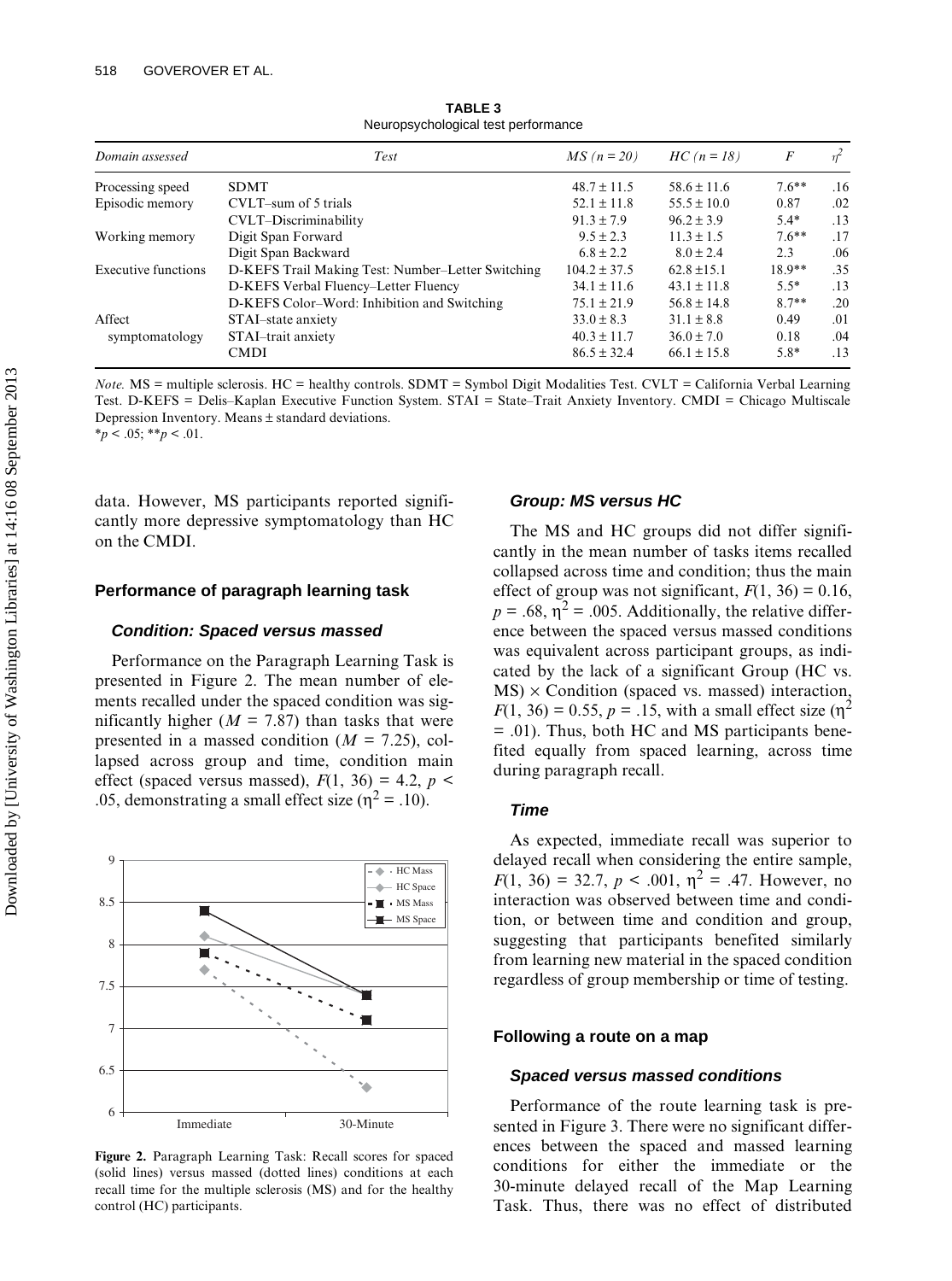**TABLE 3**
Neuropsychological test performance

| Domain assessed | Test | MS (n = 20) | HC (n = 18) | F | $\eta^2$ |
|---|---|---|---|---|---|
| Processing speed | SDMT | 48.7 ± 11.5 | 58.6 ± 11.6 | 7.6** | .16 |
| Episodic memory | CVLT–sum of 5 trials | 52.1 ± 11.8 | 55.5 ± 10.0 | 0.87 | .02 |
| | CVLT–Discriminability | 91.3 ± 7.9 | 96.2 ± 3.9 | 5.4* | .13 |
| Working memory | Digit Span Forward | 9.5 ± 2.3 | 11.3 ± 1.5 | 7.6** | .17 |
| | Digit Span Backward | 6.8 ± 2.2 | 8.0 ± 2.4 | 2.3 | .06 |
| Executive functions | D-KEFS Trail Making Test: Number–Letter Switching | 104.2 ± 37.5 | 62.8 ±15.1 | 18.9** | .35 |
| | D-KEFS Verbal Fluency–Letter Fluency | 34.1 ± 11.6 | 43.1 ± 11.8 | 5.5* | .13 |
| | D-KEFS Color–Word: Inhibition and Switching | 75.1 ± 21.9 | 56.8 ± 14.8 | 8.7** | .20 |
| Affect symptomatology | STAI–state anxiety | 33.0 ± 8.3 | 31.1 ± 8.8 | 0.49 | .01 |
| | STAI–trait anxiety | 40.3 ± 11.7 | 36.0 ± 7.0 | 0.18 | .04 |
| | CMDI | 86.5 ± 32.4 | 66.1 ± 15.8 | 5.8* | .13 |

*Note.* MS = multiple sclerosis. HC = healthy controls. SDMT = Symbol Digit Modalities Test. CVLT = California Verbal Learning Test. D-KEFS = Delis–Kaplan Executive Function System. STAI = State–Trait Anxiety Inventory. CMDI = Chicago Multiscale Depression Inventory. Means ± standard deviations.
*$p < .05$; **$p < .01$.

data. However, MS participants reported significantly more depressive symptomatology than HC on the CMDI.

### Performance of paragraph learning task

#### *Condition: Spaced versus massed*

Performance on the Paragraph Learning Task is presented in Figure 2. The mean number of elements recalled under the spaced condition was significantly higher ($M$ = 7.87) than tasks that were presented in a massed condition ($M$ = 7.25), collapsed across group and time, condition main effect (spaced versus massed), $F(1, 36) = 4.2$, $p < .05$, demonstrating a small effect size ($\eta^2 = .10$).

**Figure 2.** Paragraph Learning Task: Recall scores for spaced (solid lines) versus massed (dotted lines) conditions at each recall time for the multiple sclerosis (MS) and for the healthy control (HC) participants.

#### *Group: MS versus HC*

The MS and HC groups did not differ significantly in the mean number of tasks items recalled collapsed across time and condition; thus the main effect of group was not significant, $F(1, 36) = 0.16$, $p = .68$, $\eta^2 = .005$. Additionally, the relative difference between the spaced versus massed conditions was equivalent across participant groups, as indicated by the lack of a significant Group (HC vs. MS) × Condition (spaced vs. massed) interaction, $F(1, 36) = 0.55$, $p = .15$, with a small effect size ($\eta^2 = .01$). Thus, both HC and MS participants benefited equally from spaced learning, across time during paragraph recall.

#### *Time*

As expected, immediate recall was superior to delayed recall when considering the entire sample, $F(1, 36) = 32.7$, $p < .001$, $\eta^2 = .47$. However, no interaction was observed between time and condition, or between time and condition and group, suggesting that participants benefited similarly from learning new material in the spaced condition regardless of group membership or time of testing.

### Following a route on a map

#### *Spaced versus massed conditions*

Performance of the route learning task is presented in Figure 3. There were no significant differences between the spaced and massed learning conditions for either the immediate or the 30-minute delayed recall of the Map Learning Task. Thus, there was no effect of distributed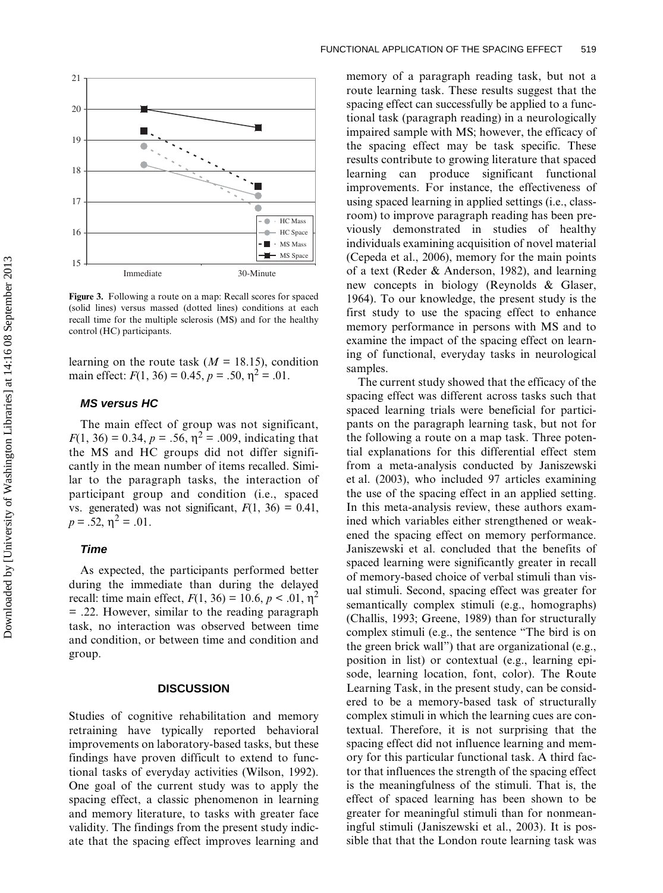Figure 3. Following a route on a map: Recall scores for spaced (solid lines) versus massed (dotted lines) conditions at each recall time for the multiple sclerosis (MS) and for the healthy control (HC) participants.

learning on the route task ($M$ = 18.15), condition main effect: $F(1, 36) = 0.45$, $p = .50$, $\eta^2 = .01$.

### *MS versus HC*

The main effect of group was not significant, $F(1, 36) = 0.34$, $p = .56$, $\eta^2 = .009$, indicating that the MS and HC groups did not differ significantly in the mean number of items recalled. Similar to the paragraph tasks, the interaction of participant group and condition (i.e., spaced vs. generated) was not significant, $F(1, 36) = 0.41$, $p = .52$, $\eta^2 = .01$.

### *Time*

As expected, the participants performed better during the immediate than during the delayed recall: time main effect, $F(1, 36) = 10.6$, $p < .01$, $\eta^2 = .22$. However, similar to the reading paragraph task, no interaction was observed between time and condition, or between time and condition and group.

## DISCUSSION

Studies of cognitive rehabilitation and memory retraining have typically reported behavioral improvements on laboratory-based tasks, but these findings have proven difficult to extend to functional tasks of everyday activities (Wilson, 1992). One goal of the current study was to apply the spacing effect, a classic phenomenon in learning and memory literature, to tasks with greater face validity. The findings from the present study indicate that the spacing effect improves learning and memory of a paragraph reading task, but not a route learning task. These results suggest that the spacing effect can successfully be applied to a functional task (paragraph reading) in a neurologically impaired sample with MS; however, the efficacy of the spacing effect may be task specific. These results contribute to growing literature that spaced learning can produce significant functional improvements. For instance, the effectiveness of using spaced learning in applied settings (i.e., classroom) to improve paragraph reading has been previously demonstrated in studies of healthy individuals examining acquisition of novel material (Cepeda et al., 2006), memory for the main points of a text (Reder & Anderson, 1982), and learning new concepts in biology (Reynolds & Glaser, 1964). To our knowledge, the present study is the first study to use the spacing effect to enhance memory performance in persons with MS and to examine the impact of the spacing effect on learning of functional, everyday tasks in neurological samples.

The current study showed that the efficacy of the spacing effect was different across tasks such that spaced learning trials were beneficial for participants on the paragraph learning task, but not for the following a route on a map task. Three potential explanations for this differential effect stem from a meta-analysis conducted by Janiszewski et al. (2003), who included 97 articles examining the use of the spacing effect in an applied setting. In this meta-analysis review, these authors examined which variables either strengthened or weakened the spacing effect on memory performance. Janiszewski et al. concluded that the benefits of spaced learning were significantly greater in recall of memory-based choice of verbal stimuli than visual stimuli. Second, spacing effect was greater for semantically complex stimuli (e.g., homographs) (Challis, 1993; Greene, 1989) than for structurally complex stimuli (e.g., the sentence "The bird is on the green brick wall") that are organizational (e.g., position in list) or contextual (e.g., learning episode, learning location, font, color). The Route Learning Task, in the present study, can be considered to be a memory-based task of structurally complex stimuli in which the learning cues are contextual. Therefore, it is not surprising that the spacing effect did not influence learning and memory for this particular functional task. A third factor that influences the strength of the spacing effect is the meaningfulness of the stimuli. That is, the effect of spaced learning has been shown to be greater for meaningful stimuli than for nonmeaningful stimuli (Janiszewski et al., 2003). It is possible that that the London route learning task was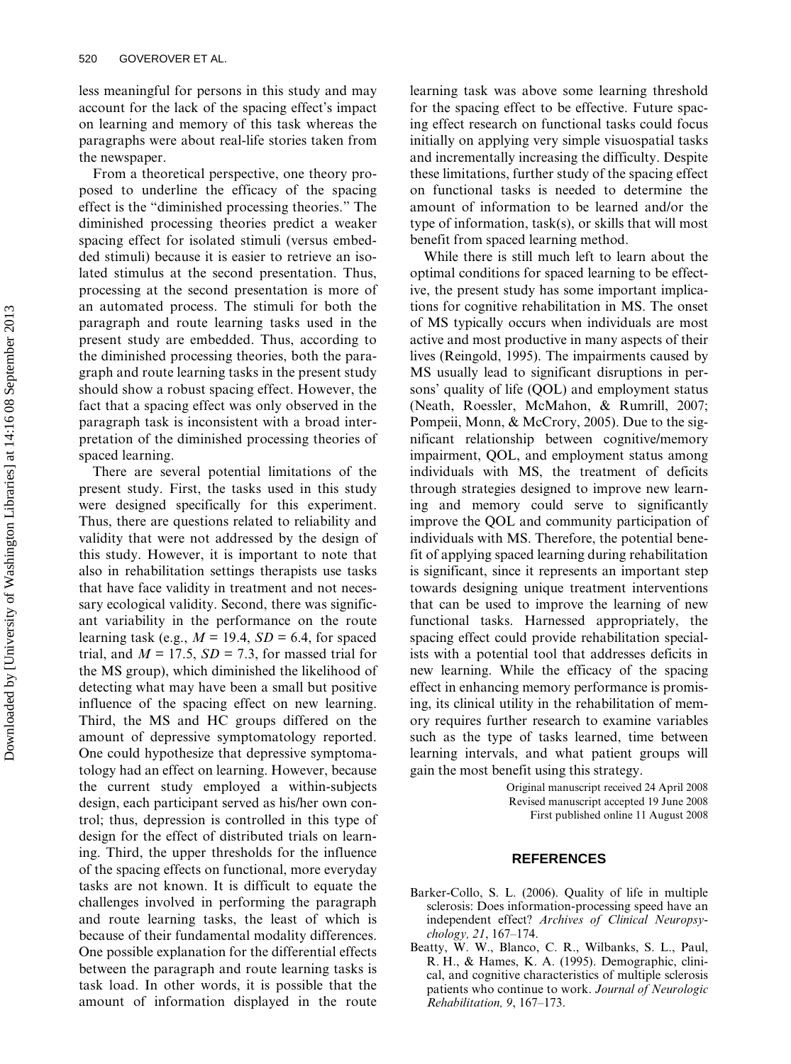less meaningful for persons in this study and may account for the lack of the spacing effect's impact on learning and memory of this task whereas the paragraphs were about real-life stories taken from the newspaper.

From a theoretical perspective, one theory proposed to underline the efficacy of the spacing effect is the "diminished processing theories." The diminished processing theories predict a weaker spacing effect for isolated stimuli (versus embedded stimuli) because it is easier to retrieve an isolated stimulus at the second presentation. Thus, processing at the second presentation is more of an automated process. The stimuli for both the paragraph and route learning tasks used in the present study are embedded. Thus, according to the diminished processing theories, both the paragraph and route learning tasks in the present study should show a robust spacing effect. However, the fact that a spacing effect was only observed in the paragraph task is inconsistent with a broad interpretation of the diminished processing theories of spaced learning.

There are several potential limitations of the present study. First, the tasks used in this study were designed specifically for this experiment. Thus, there are questions related to reliability and validity that were not addressed by the design of this study. However, it is important to note that also in rehabilitation settings therapists use tasks that have face validity in treatment and not necessary ecological validity. Second, there was significant variability in the performance on the route learning task (e.g., $M = 19.4$, $SD = 6.4$, for spaced trial, and $M = 17.5$, $SD = 7.3$, for massed trial for the MS group), which diminished the likelihood of detecting what may have been a small but positive influence of the spacing effect on new learning. Third, the MS and HC groups differed on the amount of depressive symptomatology reported. One could hypothesize that depressive symptomatology had an effect on learning. However, because the current study employed a within-subjects design, each participant served as his/her own control; thus, depression is controlled in this type of design for the effect of distributed trials on learning. Third, the upper thresholds for the influence of the spacing effects on functional, more everyday tasks are not known. It is difficult to equate the challenges involved in performing the paragraph and route learning tasks, the least of which is because of their fundamental modality differences. One possible explanation for the differential effects between the paragraph and route learning tasks is task load. In other words, it is possible that the amount of information displayed in the route learning task was above some learning threshold for the spacing effect to be effective. Future spacing effect research on functional tasks could focus initially on applying very simple visuospatial tasks and incrementally increasing the difficulty. Despite these limitations, further study of the spacing effect on functional tasks is needed to determine the amount of information to be learned and/or the type of information, task(s), or skills that will most benefit from spaced learning method.

While there is still much left to learn about the optimal conditions for spaced learning to be effective, the present study has some important implications for cognitive rehabilitation in MS. The onset of MS typically occurs when individuals are most active and most productive in many aspects of their lives (Reingold, 1995). The impairments caused by MS usually lead to significant disruptions in persons' quality of life (QOL) and employment status (Neath, Roessler, McMahon, & Rumrill, 2007; Pompeii, Monn, & McCrory, 2005). Due to the significant relationship between cognitive/memory impairment, QOL, and employment status among individuals with MS, the treatment of deficits through strategies designed to improve new learning and memory could serve to significantly improve the QOL and community participation of individuals with MS. Therefore, the potential benefit of applying spaced learning during rehabilitation is significant, since it represents an important step towards designing unique treatment interventions that can be used to improve the learning of new functional tasks. Harnessed appropriately, the spacing effect could provide rehabilitation specialists with a potential tool that addresses deficits in new learning. While the efficacy of the spacing effect in enhancing memory performance is promising, its clinical utility in the rehabilitation of memory requires further research to examine variables such as the type of tasks learned, time between learning intervals, and what patient groups will gain the most benefit using this strategy.

Original manuscript received 24 April 2008
Revised manuscript accepted 19 June 2008
First published online 11 August 2008

## REFERENCES

Barker-Collo, S. L. (2006). Quality of life in multiple sclerosis: Does information-processing speed have an independent effect? *Archives of Clinical Neuropsychology, 21*, 167–174.

Beatty, W. W., Blanco, C. R., Wilbanks, S. L., Paul, R. H., & Hames, K. A. (1995). Demographic, clinical, and cognitive characteristics of multiple sclerosis patients who continue to work. *Journal of Neurologic Rehabilitation, 9*, 167–173.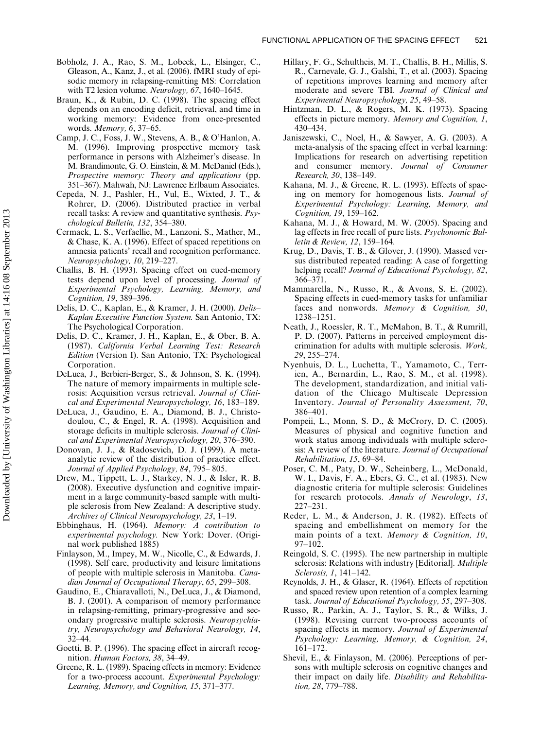Bobholz, J. A., Rao, S. M., Lobeck, L., Elsinger, C., Gleason, A., Kanz, J., et al. (2006). fMRI study of episodic memory in relapsing-remitting MS: Correlation with T2 lesion volume. *Neurology, 67*, 1640–1645.

Braun, K., & Rubin, D. C. (1998). The spacing effect depends on an encoding deficit, retrieval, and time in working memory: Evidence from once-presented words. *Memory, 6*, 37–65.

Camp, J. C., Foss, J. W., Stevens, A. B., & O'Hanlon, A. M. (1996). Improving prospective memory task performance in persons with Alzheimer's disease. In M. Brandimonte, G. O. Einstein, & M. McDaniel (Eds.), *Prospective memory: Theory and applications* (pp. 351–367). Mahwah, NJ: Lawrence Erlbaum Associates.

Cepeda, N. J., Pashler, H., Vul, E., Wixted, J. T., & Rohrer, D. (2006). Distributed practice in verbal recall tasks: A review and quantitative synthesis. *Psychological Bulletin, 132*, 354–380.

Cermack, L. S., Verfaellie, M., Lanzoni, S., Mather, M., & Chase, K. A. (1996). Effect of spaced repetitions on amnesia patients' recall and recognition performance. *Neuropsychology, 10*, 219–227.

Challis, B. H. (1993). Spacing effect on cued-memory tests depend upon level of processing. *Journal of Experimental Psychology, Learning, Memory, and Cognition, 19*, 389–396.

Delis, D. C., Kaplan, E., & Kramer, J. H. (2000). *Delis–Kaplan Executive Function System.* San Antonio, TX: The Psychological Corporation.

Delis, D. C., Kramer, J. H., Kaplan, E., & Ober, B. A. (1987). *California Verbal Learning Test: Research Edition* (Version I). San Antonio, TX: Psychological Corporation.

DeLuca, J., Berbieri-Berger, S., & Johnson, S. K. (1994). The nature of memory impairments in multiple sclerosis: Acquisition versus retrieval. *Journal of Clinical and Experimental Neuropsychology, 16*, 183–189.

DeLuca, J., Gaudino, E. A., Diamond, B. J., Christodoulou, C., & Engel, R. A. (1998). Acquisition and storage deficits in multiple sclerosis. *Journal of Clinical and Experimental Neuropsychology, 20*, 376–390.

Donovan, J. J., & Radosevich, D. J. (1999). A meta-analytic review of the distribution of practice effect. *Journal of Applied Psychology, 84*, 795– 805.

Drew, M., Tippett, L. J., Starkey, N. J., & Isler, R. B. (2008). Executive dysfunction and cognitive impairment in a large community-based sample with multiple sclerosis from New Zealand: A descriptive study. *Archives of Clinical Neuropsychology, 23*, 1–19.

Ebbinghaus, H. (1964). *Memory: A contribution to experimental psychology.* New York: Dover. (Original work published 1885)

Finlayson, M., Impey, M. W., Nicolle, C., & Edwards, J. (1998). Self care, productivity and leisure limitations of people with multiple sclerosis in Manitoba. *Canadian Journal of Occupational Therapy*, *65*, 299–308.

Gaudino, E., Chiaravalloti, N., DeLuca, J., & Diamond, B. J. (2001). A comparison of memory performance in relapsing-remitting, primary-progressive and secondary progressive multiple sclerosis. *Neuropsychiatry, Neuropsychology and Behavioral Neurology, 14*, 32–44.

Goetti, B. P. (1996). The spacing effect in aircraft recognition. *Human Factors, 38*, 34–49.

Greene, R. L. (1989). Spacing effects in memory: Evidence for a two-process account. *Experimental Psychology: Learning, Memory, and Cognition, 15*, 371–377.

Hillary, F. G., Schultheis, M. T., Challis, B. H., Millis, S. R., Carnevale, G. J., Galshi, T., et al. (2003). Spacing of repetitions improves learning and memory after moderate and severe TBI. *Journal of Clinical and Experimental Neuropsychology, 25*, 49–58.

Hintzman, D. L., & Rogers, M. K. (1973). Spacing effects in picture memory. *Memory and Cognition, 1*, 430–434.

Janiszewski, C., Noel, H., & Sawyer, A. G. (2003). A meta-analysis of the spacing effect in verbal learning: Implications for research on advertising repetition and consumer memory. *Journal of Consumer Research, 30*, 138–149.

Kahana, M. J., & Greene, R. L. (1993). Effects of spacing on memory for homogenous lists. *Journal of Experimental Psychology: Learning, Memory, and Cognition, 19*, 159–162.

Kahana, M. J., & Howard, M. W. (2005). Spacing and lag effects in free recall of pure lists. *Psychonomic Bulletin & Review, 12*, 159–164.

Krug, D., Davis, T. B., & Glover, J. (1990). Massed versus distributed repeated reading: A case of forgetting helping recall? *Journal of Educational Psychology, 82*, 366–371.

Mammarella, N., Russo, R., & Avons, S. E. (2002). Spacing effects in cued-memory tasks for unfamiliar faces and nonwords. *Memory & Cognition, 30*, 1238–1251.

Neath, J., Roessler, R. T., McMahon, B. T., & Rumrill, P. D. (2007). Patterns in perceived employment discrimination for adults with multiple sclerosis. *Work, 29*, 255–274.

Nyenhuis, D. L., Luchetta, T., Yamamoto, C., Terrien, A., Bernardin, L., Rao, S. M., et al. (1998). The development, standardization, and initial validation of the Chicago Multiscale Depression Inventory. *Journal of Personality Assessment, 70*, 386–401.

Pompeii, L., Monn, S. D., & McCrory, D. C. (2005). Measures of physical and cognitive function and work status among individuals with multiple sclerosis: A review of the literature. *Journal of Occupational Rehabilitation, 15*, 69–84.

Poser, C. M., Paty, D. W., Scheinberg, L., McDonald, W. I., Davis, F. A., Ebers, G. C., et al. (1983). New diagnostic criteria for multiple sclerosis: Guidelines for research protocols. *Annals of Neurology*, *13*, 227–231.

Reder, L. M., & Anderson, J. R. (1982). Effects of spacing and embellishment on memory for the main points of a text. *Memory & Cognition, 10*, 97–102.

Reingold, S. C. (1995). The new partnership in multiple sclerosis: Relations with industry [Editorial]. *Multiple Sclerosis, 1*, 141–142.

Reynolds, J. H., & Glaser, R. (1964). Effects of repetition and spaced review upon retention of a complex learning task. *Journal of Educational Psychology, 55*, 297–308.

Russo, R., Parkin, A. J., Taylor, S. R., & Wilks, J. (1998). Revising current two-process accounts of spacing effects in memory. *Journal of Experimental Psychology: Learning, Memory, & Cognition, 24*, 161–172.

Shevil, E., & Finlayson, M. (2006). Perceptions of persons with multiple sclerosis on cognitive changes and their impact on daily life. *Disability and Rehabilitation, 28*, 779–788.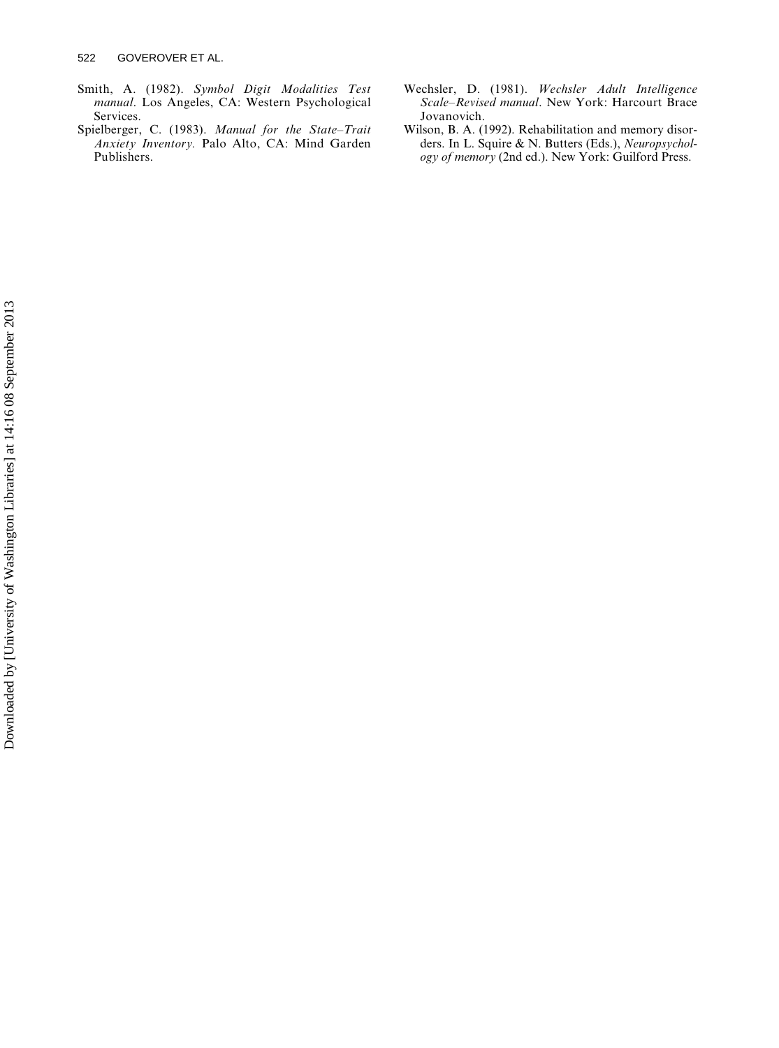Smith, A. (1982). *Symbol Digit Modalities Test manual*. Los Angeles, CA: Western Psychological Services.

Spielberger, C. (1983). *Manual for the State–Trait Anxiety Inventory.* Palo Alto, CA: Mind Garden Publishers.

Wechsler, D. (1981). *Wechsler Adult Intelligence Scale–Revised manual*. New York: Harcourt Brace Jovanovich.

Wilson, B. A. (1992). Rehabilitation and memory disorders. In L. Squire & N. Butters (Eds.), *Neuropsychology of memory* (2nd ed.). New York: Guilford Press.